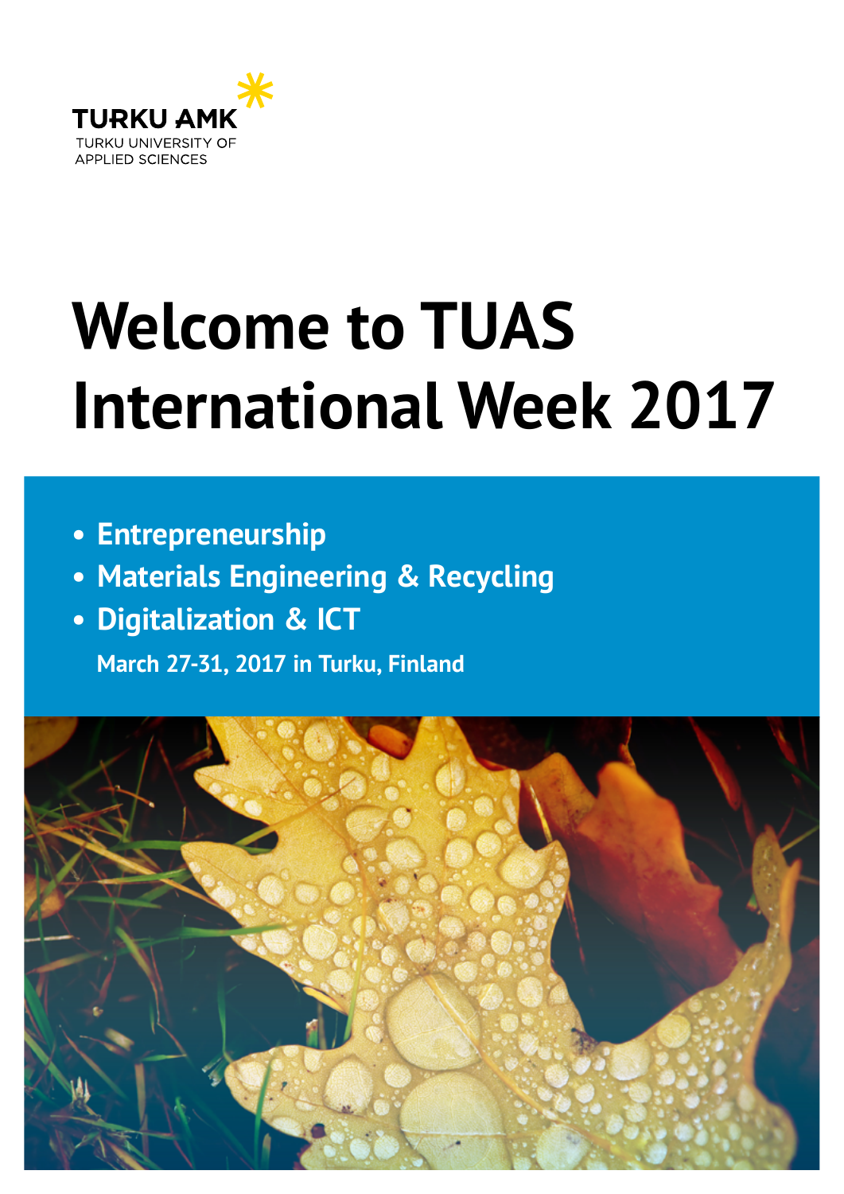TURKU AMK

TURKU UNIVERSITY OF APPLIED SCIENCES

# Welcome to TUAS International Week 2017

- **Entrepreneurship**
- **Materials Engineering & Recycling**
- **Digitalization & ICT**

**March 27-31, 2017 in Turku, Finland**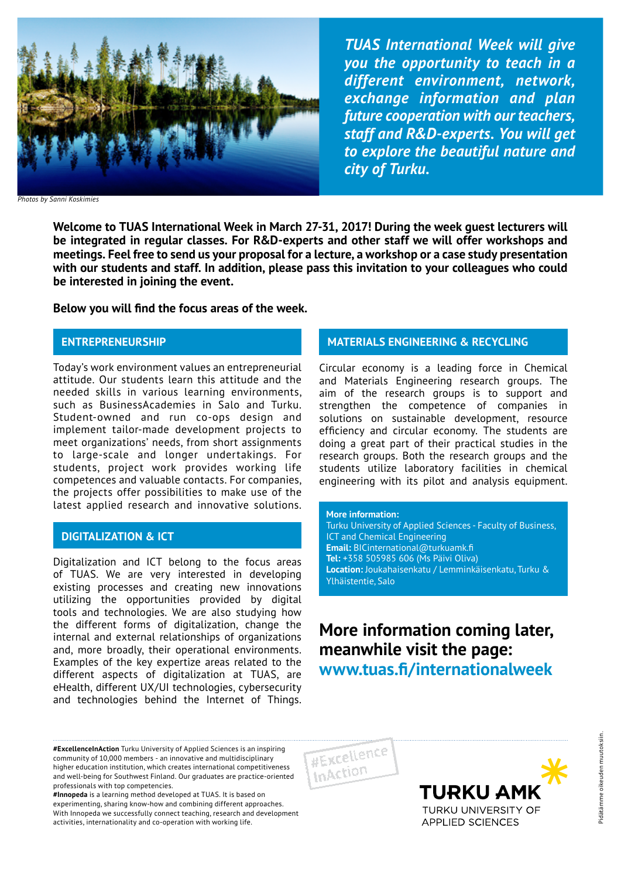*TUAS International Week will give you the opportunity to teach in a different environment, network, exchange information and plan future cooperation with our teachers, staff and R&D-experts. You will get to explore the beautiful nature and city of Turku.*

*Photos by Sanni Koskimies*

**Welcome to TUAS International Week in March 27-31, 2017! During the week guest lecturers will be integrated in regular classes. For R&D-experts and other staff we will offer workshops and meetings. Feel free to send us your proposal for a lecture, a workshop or a case study presentation with our students and staff. In addition, please pass this invitation to your colleagues who could be interested in joining the event.**

**Below you will find the focus areas of the week.**

## ENTREPRENEURSHIP

Today's work environment values an entrepreneurial attitude. Our students learn this attitude and the needed skills in various learning environments, such as BusinessAcademies in Salo and Turku. Student-owned and run co-ops design and implement tailor-made development projects to meet organizations' needs, from short assignments to large-scale and longer undertakings. For students, project work provides working life competences and valuable contacts. For companies, the projects offer possibilities to make use of the latest applied research and innovative solutions.

## DIGITALIZATION & ICT

Digitalization and ICT belong to the focus areas of TUAS. We are very interested in developing existing processes and creating new innovations utilizing the opportunities provided by digital tools and technologies. We are also studying how the different forms of digitalization, change the internal and external relationships of organizations and, more broadly, their operational environments. Examples of the key expertize areas related to the different aspects of digitalization at TUAS, are eHealth, different UX/UI technologies, cybersecurity and technologies behind the Internet of Things.

## MATERIALS ENGINEERING & RECYCLING

Circular economy is a leading force in Chemical and Materials Engineering research groups. The aim of the research groups is to support and strengthen the competence of companies in solutions on sustainable development, resource efficiency and circular economy. The students are doing a great part of their practical studies in the research groups. Both the research groups and the students utilize laboratory facilities in chemical engineering with its pilot and analysis equipment.

**More information:**
Turku University of Applied Sciences - Faculty of Business, ICT and Chemical Engineering
**Email:** BICinternational@turkuamk.fi
**Tel:** +358 505985 606 (Ms Päivi Oliva)
**Location:** Joukahaisenkatu / Lemminkäisenkatu, Turku & Ylhäistentie, Salo

## More information coming later, meanwhile visit the page: www.tuas.fi/internationalweek

**#ExcellenceInAction** Turku University of Applied Sciences is an inspiring community of 10,000 members - an innovative and multidisciplinary higher education institution, which creates international competitiveness and well-being for Southwest Finland. Our graduates are practice-oriented professionals with top competencies.
**#Innopeda** is a learning method developed at TUAS. It is based on experimenting, sharing know-how and combining different approaches. With Innopeda we successfully connect teaching, research and development activities, internationality and co-operation with working life.

#Excellence InAction

TURKU AMK
TURKU UNIVERSITY OF APPLIED SCIENCES

Pidätämme oikeuden muutoksiin.